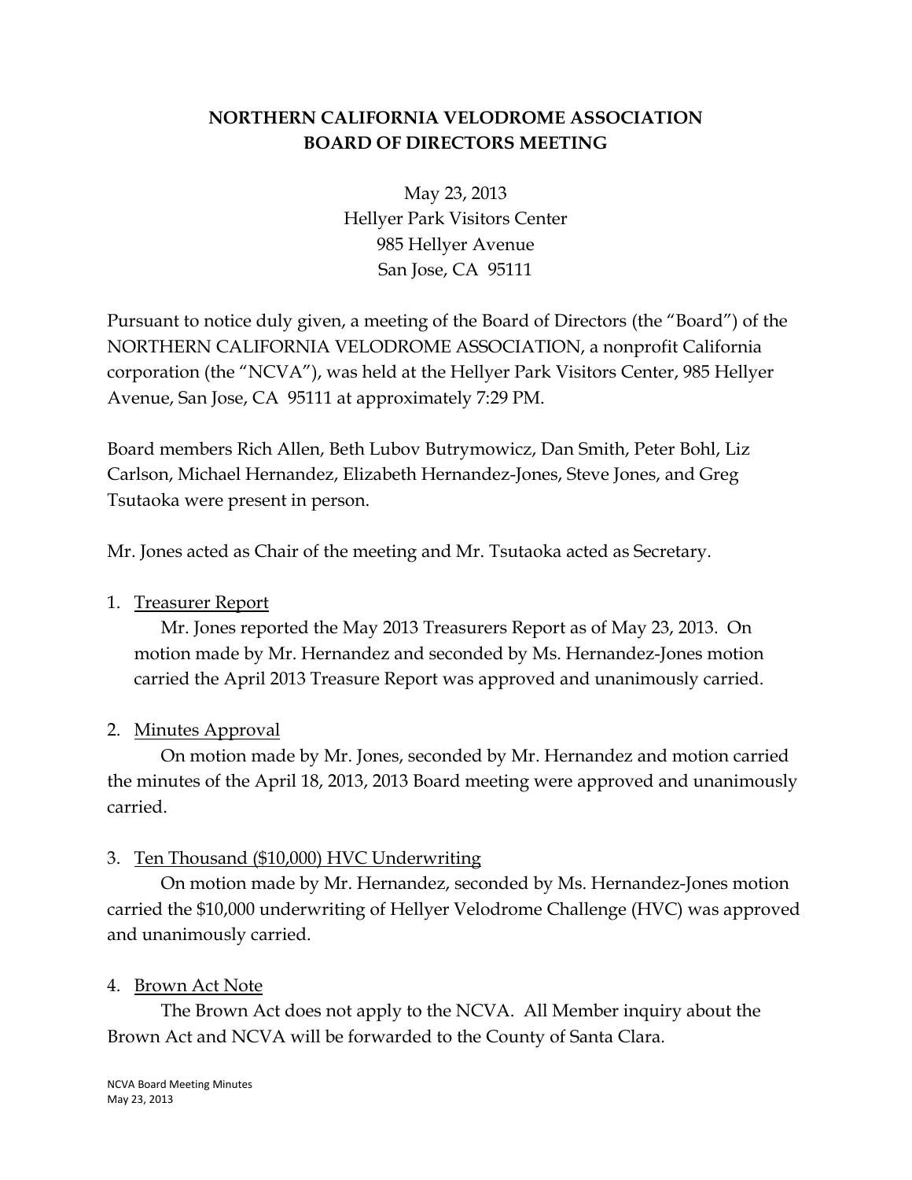**NORTHERN CALIFORNIA VELODROME ASSOCIATION**
**BOARD OF DIRECTORS MEETING**

May 23, 2013
Hellyer Park Visitors Center
985 Hellyer Avenue
San Jose, CA 95111

Pursuant to notice duly given, a meeting of the Board of Directors (the "Board") of the NORTHERN CALIFORNIA VELODROME ASSOCIATION, a nonprofit California corporation (the "NCVA"), was held at the Hellyer Park Visitors Center, 985 Hellyer Avenue, San Jose, CA 95111 at approximately 7:29 PM.

Board members Rich Allen, Beth Lubov Butrymowicz, Dan Smith, Peter Bohl, Liz Carlson, Michael Hernandez, Elizabeth Hernandez-Jones, Steve Jones, and Greg Tsutaoka were present in person.

Mr. Jones acted as Chair of the meeting and Mr. Tsutaoka acted as Secretary.

1. Treasurer Report

   Mr. Jones reported the May 2013 Treasurers Report as of May 23, 2013. On motion made by Mr. Hernandez and seconded by Ms. Hernandez-Jones motion carried the April 2013 Treasure Report was approved and unanimously carried.

2. Minutes Approval

   On motion made by Mr. Jones, seconded by Mr. Hernandez and motion carried the minutes of the April 18, 2013, 2013 Board meeting were approved and unanimously carried.

3. Ten Thousand ($10,000) HVC Underwriting

   On motion made by Mr. Hernandez, seconded by Ms. Hernandez-Jones motion carried the $10,000 underwriting of Hellyer Velodrome Challenge (HVC) was approved and unanimously carried.

4. Brown Act Note

   The Brown Act does not apply to the NCVA. All Member inquiry about the Brown Act and NCVA will be forwarded to the County of Santa Clara.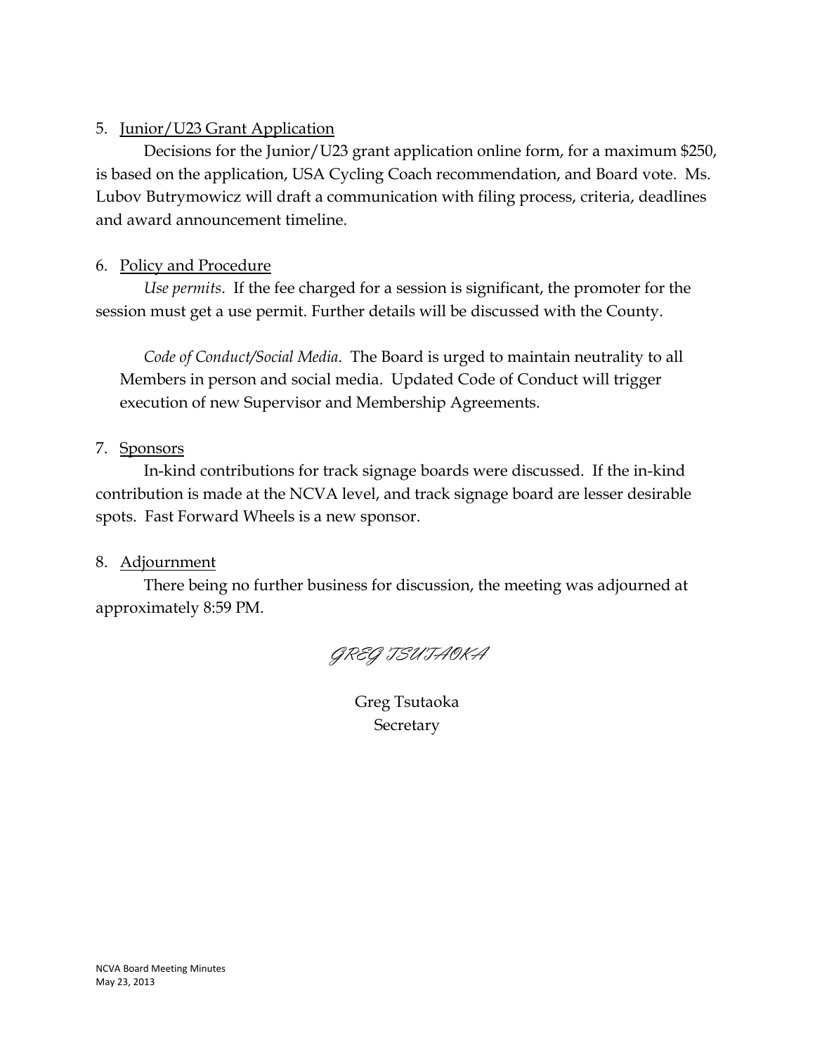5. <u>Junior/U23 Grant Application</u>

Decisions for the Junior/U23 grant application online form, for a maximum $250, is based on the application, USA Cycling Coach recommendation, and Board vote. Ms. Lubov Butrymowicz will draft a communication with filing process, criteria, deadlines and award announcement timeline.

6. <u>Policy and Procedure</u>

*Use permits*. If the fee charged for a session is significant, the promoter for the session must get a use permit. Further details will be discussed with the County.

*Code of Conduct/Social Media*. The Board is urged to maintain neutrality to all Members in person and social media. Updated Code of Conduct will trigger execution of new Supervisor and Membership Agreements.

7. <u>Sponsors</u>

In-kind contributions for track signage boards were discussed. If the in-kind contribution is made at the NCVA level, and track signage board are lesser desirable spots. Fast Forward Wheels is a new sponsor.

8. <u>Adjournment</u>

There being no further business for discussion, the meeting was adjourned at approximately 8:59 PM.

*GREG TSUTAOKA*

Greg Tsutaoka
Secretary